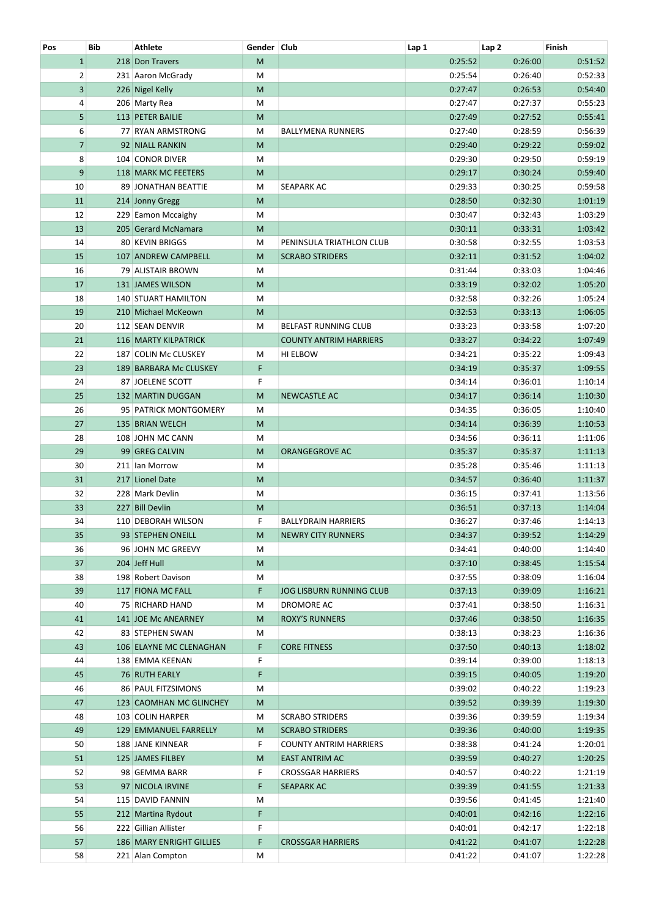| Pos | Bib | Athlete | Gender | Club | Lap 1 | Lap 2 | Finish |
|---|---|---|---|---|---|---|---|
| 1 | 218 | Don Travers | M | | 0:25:52 | 0:26:00 | 0:51:52 |
| 2 | 231 | Aaron McGrady | M | | 0:25:54 | 0:26:40 | 0:52:33 |
| 3 | 226 | Nigel Kelly | M | | 0:27:47 | 0:26:53 | 0:54:40 |
| 4 | 206 | Marty Rea | M | | 0:27:47 | 0:27:37 | 0:55:23 |
| 5 | 113 | PETER BAILIE | M | | 0:27:49 | 0:27:52 | 0:55:41 |
| 6 | 77 | RYAN ARMSTRONG | M | BALLYMENA RUNNERS | 0:27:40 | 0:28:59 | 0:56:39 |
| 7 | 92 | NIALL RANKIN | M | | 0:29:40 | 0:29:22 | 0:59:02 |
| 8 | 104 | CONOR DIVER | M | | 0:29:30 | 0:29:50 | 0:59:19 |
| 9 | 118 | MARK MC FEETERS | M | | 0:29:17 | 0:30:24 | 0:59:40 |
| 10 | 89 | JONATHAN BEATTIE | M | SEAPARK AC | 0:29:33 | 0:30:25 | 0:59:58 |
| 11 | 214 | Jonny Gregg | M | | 0:28:50 | 0:32:30 | 1:01:19 |
| 12 | 229 | Eamon Mccaighy | M | | 0:30:47 | 0:32:43 | 1:03:29 |
| 13 | 205 | Gerard McNamara | M | | 0:30:11 | 0:33:31 | 1:03:42 |
| 14 | 80 | KEVIN BRIGGS | M | PENINSULA TRIATHLON CLUB | 0:30:58 | 0:32:55 | 1:03:53 |
| 15 | 107 | ANDREW CAMPBELL | M | SCRABO STRIDERS | 0:32:11 | 0:31:52 | 1:04:02 |
| 16 | 79 | ALISTAIR BROWN | M | | 0:31:44 | 0:33:03 | 1:04:46 |
| 17 | 131 | JAMES WILSON | M | | 0:33:19 | 0:32:02 | 1:05:20 |
| 18 | 140 | STUART HAMILTON | M | | 0:32:58 | 0:32:26 | 1:05:24 |
| 19 | 210 | Michael McKeown | M | | 0:32:53 | 0:33:13 | 1:06:05 |
| 20 | 112 | SEAN DENVIR | M | BELFAST RUNNING CLUB | 0:33:23 | 0:33:58 | 1:07:20 |
| 21 | 116 | MARTY KILPATRICK | | COUNTY ANTRIM HARRIERS | 0:33:27 | 0:34:22 | 1:07:49 |
| 22 | 187 | COLIN Mc CLUSKEY | M | HI ELBOW | 0:34:21 | 0:35:22 | 1:09:43 |
| 23 | 189 | BARBARA Mc CLUSKEY | F | | 0:34:19 | 0:35:37 | 1:09:55 |
| 24 | 87 | JOELENE SCOTT | F | | 0:34:14 | 0:36:01 | 1:10:14 |
| 25 | 132 | MARTIN DUGGAN | M | NEWCASTLE AC | 0:34:17 | 0:36:14 | 1:10:30 |
| 26 | 95 | PATRICK MONTGOMERY | M | | 0:34:35 | 0:36:05 | 1:10:40 |
| 27 | 135 | BRIAN WELCH | M | | 0:34:14 | 0:36:39 | 1:10:53 |
| 28 | 108 | JOHN MC CANN | M | | 0:34:56 | 0:36:11 | 1:11:06 |
| 29 | 99 | GREG CALVIN | M | ORANGEGROVE AC | 0:35:37 | 0:35:37 | 1:11:13 |
| 30 | 211 | Ian Morrow | M | | 0:35:28 | 0:35:46 | 1:11:13 |
| 31 | 217 | Lionel Date | M | | 0:34:57 | 0:36:40 | 1:11:37 |
| 32 | 228 | Mark Devlin | M | | 0:36:15 | 0:37:41 | 1:13:56 |
| 33 | 227 | Bill Devlin | M | | 0:36:51 | 0:37:13 | 1:14:04 |
| 34 | 110 | DEBORAH WILSON | F | BALLYDRAIN HARRIERS | 0:36:27 | 0:37:46 | 1:14:13 |
| 35 | 93 | STEPHEN ONEILL | M | NEWRY CITY RUNNERS | 0:34:37 | 0:39:52 | 1:14:29 |
| 36 | 96 | JOHN MC GREEVY | M | | 0:34:41 | 0:40:00 | 1:14:40 |
| 37 | 204 | Jeff Hull | M | | 0:37:10 | 0:38:45 | 1:15:54 |
| 38 | 198 | Robert Davison | M | | 0:37:55 | 0:38:09 | 1:16:04 |
| 39 | 117 | FIONA MC FALL | F | JOG LISBURN RUNNING CLUB | 0:37:13 | 0:39:09 | 1:16:21 |
| 40 | 75 | RICHARD HAND | M | DROMORE AC | 0:37:41 | 0:38:50 | 1:16:31 |
| 41 | 141 | JOE Mc ANEARNEY | M | ROXY'S RUNNERS | 0:37:46 | 0:38:50 | 1:16:35 |
| 42 | 83 | STEPHEN SWAN | M | | 0:38:13 | 0:38:23 | 1:16:36 |
| 43 | 106 | ELAYNE MC CLENAGHAN | F | CORE FITNESS | 0:37:50 | 0:40:13 | 1:18:02 |
| 44 | 138 | EMMA KEENAN | F | | 0:39:14 | 0:39:00 | 1:18:13 |
| 45 | 76 | RUTH EARLY | F | | 0:39:15 | 0:40:05 | 1:19:20 |
| 46 | 86 | PAUL FITZSIMONS | M | | 0:39:02 | 0:40:22 | 1:19:23 |
| 47 | 123 | CAOMHAN MC GLINCHEY | M | | 0:39:52 | 0:39:39 | 1:19:30 |
| 48 | 103 | COLIN HARPER | M | SCRABO STRIDERS | 0:39:36 | 0:39:59 | 1:19:34 |
| 49 | 129 | EMMANUEL FARRELLY | M | SCRABO STRIDERS | 0:39:36 | 0:40:00 | 1:19:35 |
| 50 | 188 | JANE KINNEAR | F | COUNTY ANTRIM HARRIERS | 0:38:38 | 0:41:24 | 1:20:01 |
| 51 | 125 | JAMES FILBEY | M | EAST ANTRIM AC | 0:39:59 | 0:40:27 | 1:20:25 |
| 52 | 98 | GEMMA BARR | F | CROSSGAR HARRIERS | 0:40:57 | 0:40:22 | 1:21:19 |
| 53 | 97 | NICOLA IRVINE | F | SEAPARK AC | 0:39:39 | 0:41:55 | 1:21:33 |
| 54 | 115 | DAVID FANNIN | M | | 0:39:56 | 0:41:45 | 1:21:40 |
| 55 | 212 | Martina Rydout | F | | 0:40:01 | 0:42:16 | 1:22:16 |
| 56 | 222 | Gillian Allister | F | | 0:40:01 | 0:42:17 | 1:22:18 |
| 57 | 186 | MARY ENRIGHT GILLIES | F | CROSSGAR HARRIERS | 0:41:22 | 0:41:07 | 1:22:28 |
| 58 | 221 | Alan Compton | M | | 0:41:22 | 0:41:07 | 1:22:28 |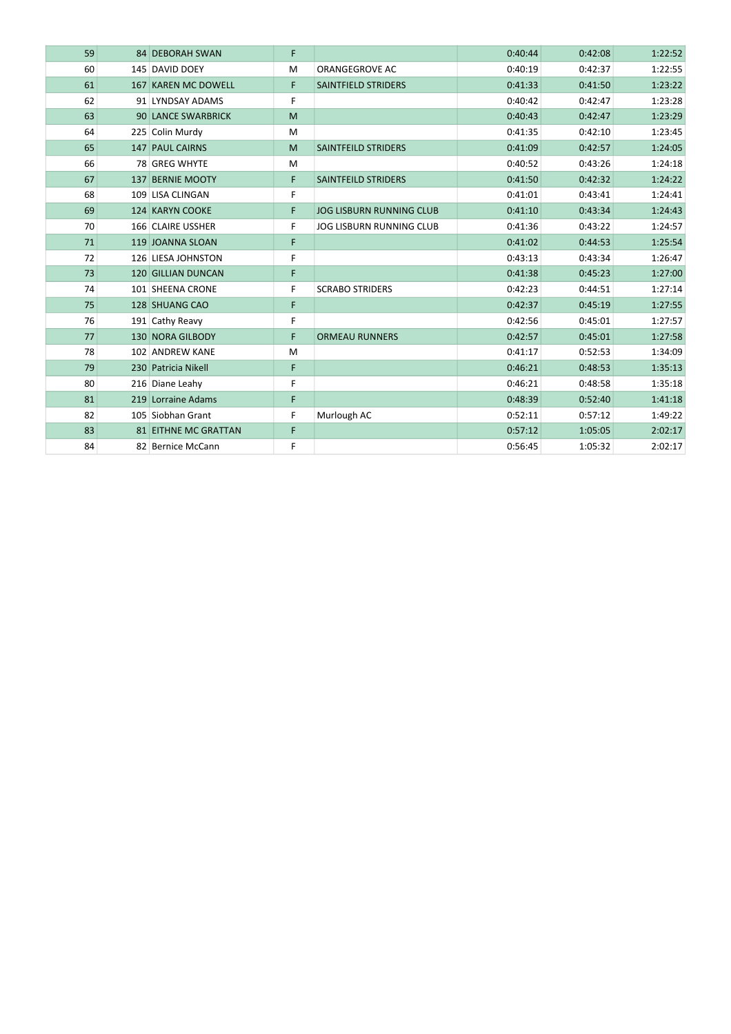| | | | | | | | |
|---|---|---|---|---|---|---|---|
| 59 | 84 | DEBORAH SWAN | F | | 0:40:44 | 0:42:08 | 1:22:52 |
| 60 | 145 | DAVID DOEY | M | ORANGEGROVE AC | 0:40:19 | 0:42:37 | 1:22:55 |
| 61 | 167 | KAREN MC DOWELL | F | SAINTFIELD STRIDERS | 0:41:33 | 0:41:50 | 1:23:22 |
| 62 | 91 | LYNDSAY ADAMS | F | | 0:40:42 | 0:42:47 | 1:23:28 |
| 63 | 90 | LANCE SWARBRICK | M | | 0:40:43 | 0:42:47 | 1:23:29 |
| 64 | 225 | Colin Murdy | M | | 0:41:35 | 0:42:10 | 1:23:45 |
| 65 | 147 | PAUL CAIRNS | M | SAINTFEILD STRIDERS | 0:41:09 | 0:42:57 | 1:24:05 |
| 66 | 78 | GREG WHYTE | M | | 0:40:52 | 0:43:26 | 1:24:18 |
| 67 | 137 | BERNIE MOOTY | F | SAINTFEILD STRIDERS | 0:41:50 | 0:42:32 | 1:24:22 |
| 68 | 109 | LISA CLINGAN | F | | 0:41:01 | 0:43:41 | 1:24:41 |
| 69 | 124 | KARYN COOKE | F | JOG LISBURN RUNNING CLUB | 0:41:10 | 0:43:34 | 1:24:43 |
| 70 | 166 | CLAIRE USSHER | F | JOG LISBURN RUNNING CLUB | 0:41:36 | 0:43:22 | 1:24:57 |
| 71 | 119 | JOANNA SLOAN | F | | 0:41:02 | 0:44:53 | 1:25:54 |
| 72 | 126 | LIESA JOHNSTON | F | | 0:43:13 | 0:43:34 | 1:26:47 |
| 73 | 120 | GILLIAN DUNCAN | F | | 0:41:38 | 0:45:23 | 1:27:00 |
| 74 | 101 | SHEENA CRONE | F | SCRABO STRIDERS | 0:42:23 | 0:44:51 | 1:27:14 |
| 75 | 128 | SHUANG CAO | F | | 0:42:37 | 0:45:19 | 1:27:55 |
| 76 | 191 | Cathy Reavy | F | | 0:42:56 | 0:45:01 | 1:27:57 |
| 77 | 130 | NORA GILBODY | F | ORMEAU RUNNERS | 0:42:57 | 0:45:01 | 1:27:58 |
| 78 | 102 | ANDREW KANE | M | | 0:41:17 | 0:52:53 | 1:34:09 |
| 79 | 230 | Patricia Nikell | F | | 0:46:21 | 0:48:53 | 1:35:13 |
| 80 | 216 | Diane Leahy | F | | 0:46:21 | 0:48:58 | 1:35:18 |
| 81 | 219 | Lorraine Adams | F | | 0:48:39 | 0:52:40 | 1:41:18 |
| 82 | 105 | Siobhan Grant | F | Murlough AC | 0:52:11 | 0:57:12 | 1:49:22 |
| 83 | 81 | EITHNE MC GRATTAN | F | | 0:57:12 | 1:05:05 | 2:02:17 |
| 84 | 82 | Bernice McCann | F | | 0:56:45 | 1:05:32 | 2:02:17 |